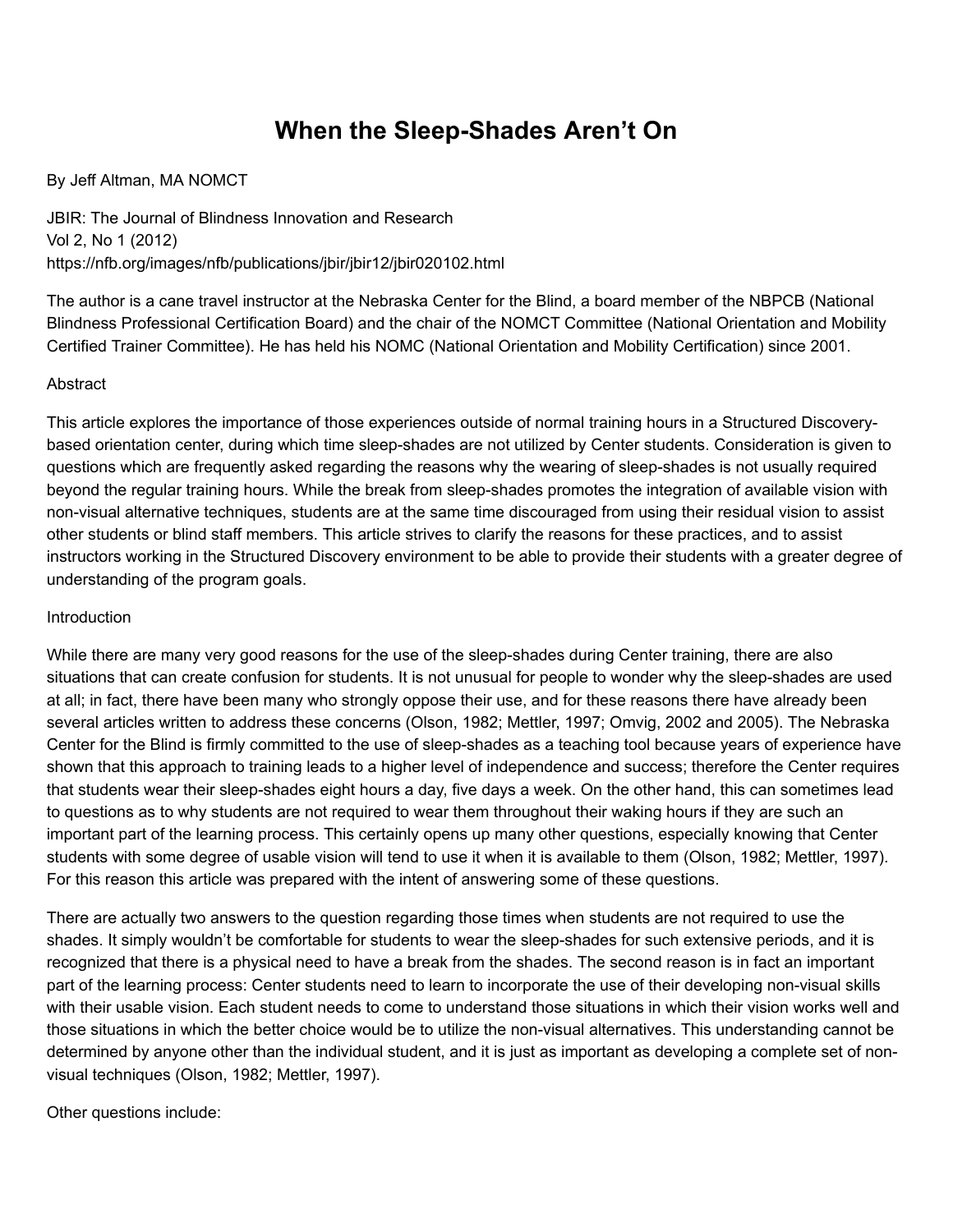# When the Sleep-Shades Aren't On

By Jeff Altman, MA NOMCT

JBIR: The Journal of Blindness Innovation and Research
Vol 2, No 1 (2012)
https://nfb.org/images/nfb/publications/jbir/jbir12/jbir020102.html

The author is a cane travel instructor at the Nebraska Center for the Blind, a board member of the NBPCB (National Blindness Professional Certification Board) and the chair of the NOMCT Committee (National Orientation and Mobility Certified Trainer Committee). He has held his NOMC (National Orientation and Mobility Certification) since 2001.

## Abstract

This article explores the importance of those experiences outside of normal training hours in a Structured Discovery-based orientation center, during which time sleep-shades are not utilized by Center students. Consideration is given to questions which are frequently asked regarding the reasons why the wearing of sleep-shades is not usually required beyond the regular training hours. While the break from sleep-shades promotes the integration of available vision with non-visual alternative techniques, students are at the same time discouraged from using their residual vision to assist other students or blind staff members. This article strives to clarify the reasons for these practices, and to assist instructors working in the Structured Discovery environment to be able to provide their students with a greater degree of understanding of the program goals.

## Introduction

While there are many very good reasons for the use of the sleep-shades during Center training, there are also situations that can create confusion for students. It is not unusual for people to wonder why the sleep-shades are used at all; in fact, there have been many who strongly oppose their use, and for these reasons there have already been several articles written to address these concerns (Olson, 1982; Mettler, 1997; Omvig, 2002 and 2005). The Nebraska Center for the Blind is firmly committed to the use of sleep-shades as a teaching tool because years of experience have shown that this approach to training leads to a higher level of independence and success; therefore the Center requires that students wear their sleep-shades eight hours a day, five days a week. On the other hand, this can sometimes lead to questions as to why students are not required to wear them throughout their waking hours if they are such an important part of the learning process. This certainly opens up many other questions, especially knowing that Center students with some degree of usable vision will tend to use it when it is available to them (Olson, 1982; Mettler, 1997). For this reason this article was prepared with the intent of answering some of these questions.

There are actually two answers to the question regarding those times when students are not required to use the shades. It simply wouldn't be comfortable for students to wear the sleep-shades for such extensive periods, and it is recognized that there is a physical need to have a break from the shades. The second reason is in fact an important part of the learning process: Center students need to learn to incorporate the use of their developing non-visual skills with their usable vision. Each student needs to come to understand those situations in which their vision works well and those situations in which the better choice would be to utilize the non-visual alternatives. This understanding cannot be determined by anyone other than the individual student, and it is just as important as developing a complete set of non-visual techniques (Olson, 1982; Mettler, 1997).

Other questions include: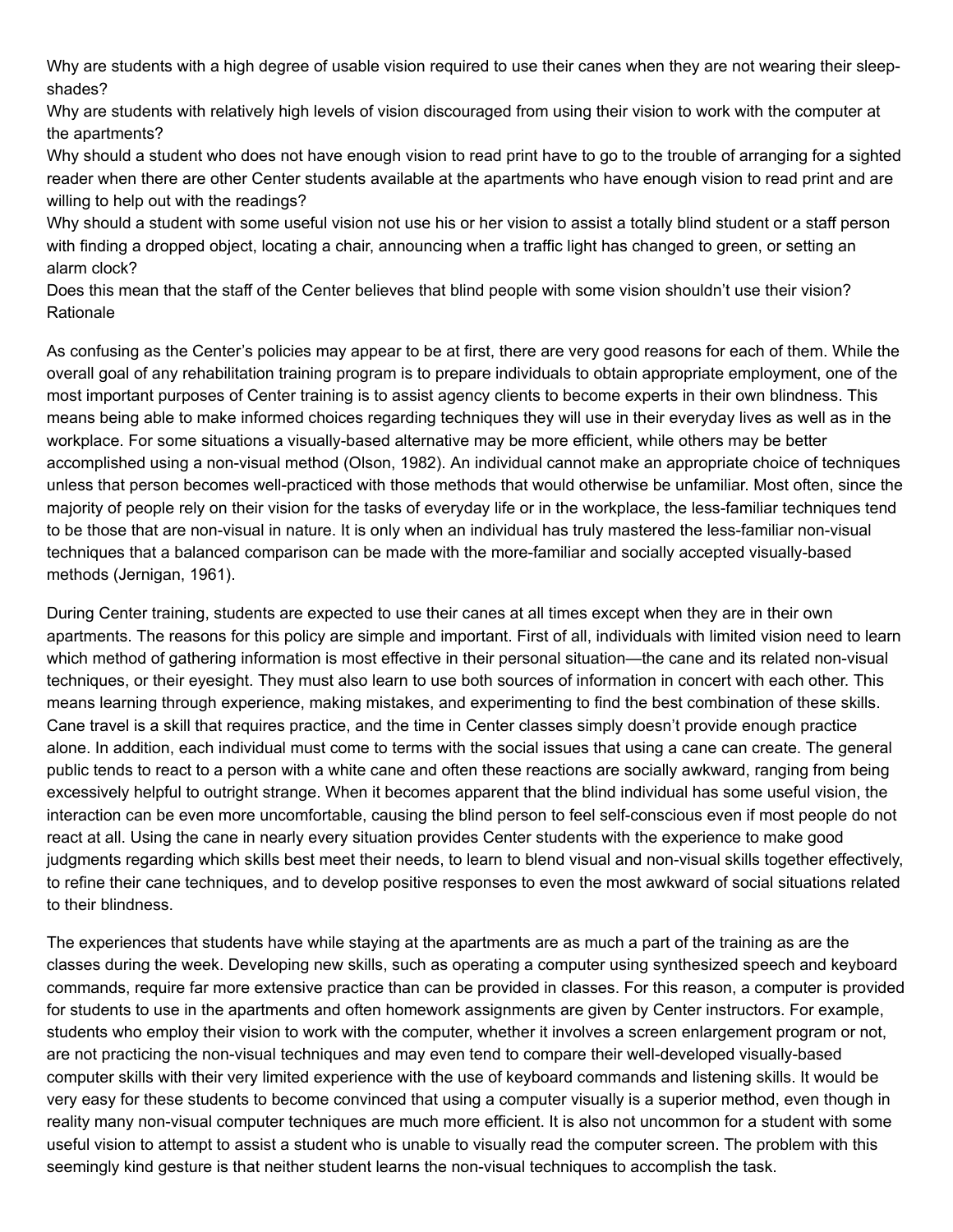Why are students with a high degree of usable vision required to use their canes when they are not wearing their sleep-shades?

Why are students with relatively high levels of vision discouraged from using their vision to work with the computer at the apartments?

Why should a student who does not have enough vision to read print have to go to the trouble of arranging for a sighted reader when there are other Center students available at the apartments who have enough vision to read print and are willing to help out with the readings?

Why should a student with some useful vision not use his or her vision to assist a totally blind student or a staff person with finding a dropped object, locating a chair, announcing when a traffic light has changed to green, or setting an alarm clock?

Does this mean that the staff of the Center believes that blind people with some vision shouldn't use their vision?

## Rationale

As confusing as the Center's policies may appear to be at first, there are very good reasons for each of them. While the overall goal of any rehabilitation training program is to prepare individuals to obtain appropriate employment, one of the most important purposes of Center training is to assist agency clients to become experts in their own blindness. This means being able to make informed choices regarding techniques they will use in their everyday lives as well as in the workplace. For some situations a visually-based alternative may be more efficient, while others may be better accomplished using a non-visual method (Olson, 1982). An individual cannot make an appropriate choice of techniques unless that person becomes well-practiced with those methods that would otherwise be unfamiliar. Most often, since the majority of people rely on their vision for the tasks of everyday life or in the workplace, the less-familiar techniques tend to be those that are non-visual in nature. It is only when an individual has truly mastered the less-familiar non-visual techniques that a balanced comparison can be made with the more-familiar and socially accepted visually-based methods (Jernigan, 1961).

During Center training, students are expected to use their canes at all times except when they are in their own apartments. The reasons for this policy are simple and important. First of all, individuals with limited vision need to learn which method of gathering information is most effective in their personal situation—the cane and its related non-visual techniques, or their eyesight. They must also learn to use both sources of information in concert with each other. This means learning through experience, making mistakes, and experimenting to find the best combination of these skills. Cane travel is a skill that requires practice, and the time in Center classes simply doesn't provide enough practice alone. In addition, each individual must come to terms with the social issues that using a cane can create. The general public tends to react to a person with a white cane and often these reactions are socially awkward, ranging from being excessively helpful to outright strange. When it becomes apparent that the blind individual has some useful vision, the interaction can be even more uncomfortable, causing the blind person to feel self-conscious even if most people do not react at all. Using the cane in nearly every situation provides Center students with the experience to make good judgments regarding which skills best meet their needs, to learn to blend visual and non-visual skills together effectively, to refine their cane techniques, and to develop positive responses to even the most awkward of social situations related to their blindness.

The experiences that students have while staying at the apartments are as much a part of the training as are the classes during the week. Developing new skills, such as operating a computer using synthesized speech and keyboard commands, require far more extensive practice than can be provided in classes. For this reason, a computer is provided for students to use in the apartments and often homework assignments are given by Center instructors. For example, students who employ their vision to work with the computer, whether it involves a screen enlargement program or not, are not practicing the non-visual techniques and may even tend to compare their well-developed visually-based computer skills with their very limited experience with the use of keyboard commands and listening skills. It would be very easy for these students to become convinced that using a computer visually is a superior method, even though in reality many non-visual computer techniques are much more efficient. It is also not uncommon for a student with some useful vision to attempt to assist a student who is unable to visually read the computer screen. The problem with this seemingly kind gesture is that neither student learns the non-visual techniques to accomplish the task.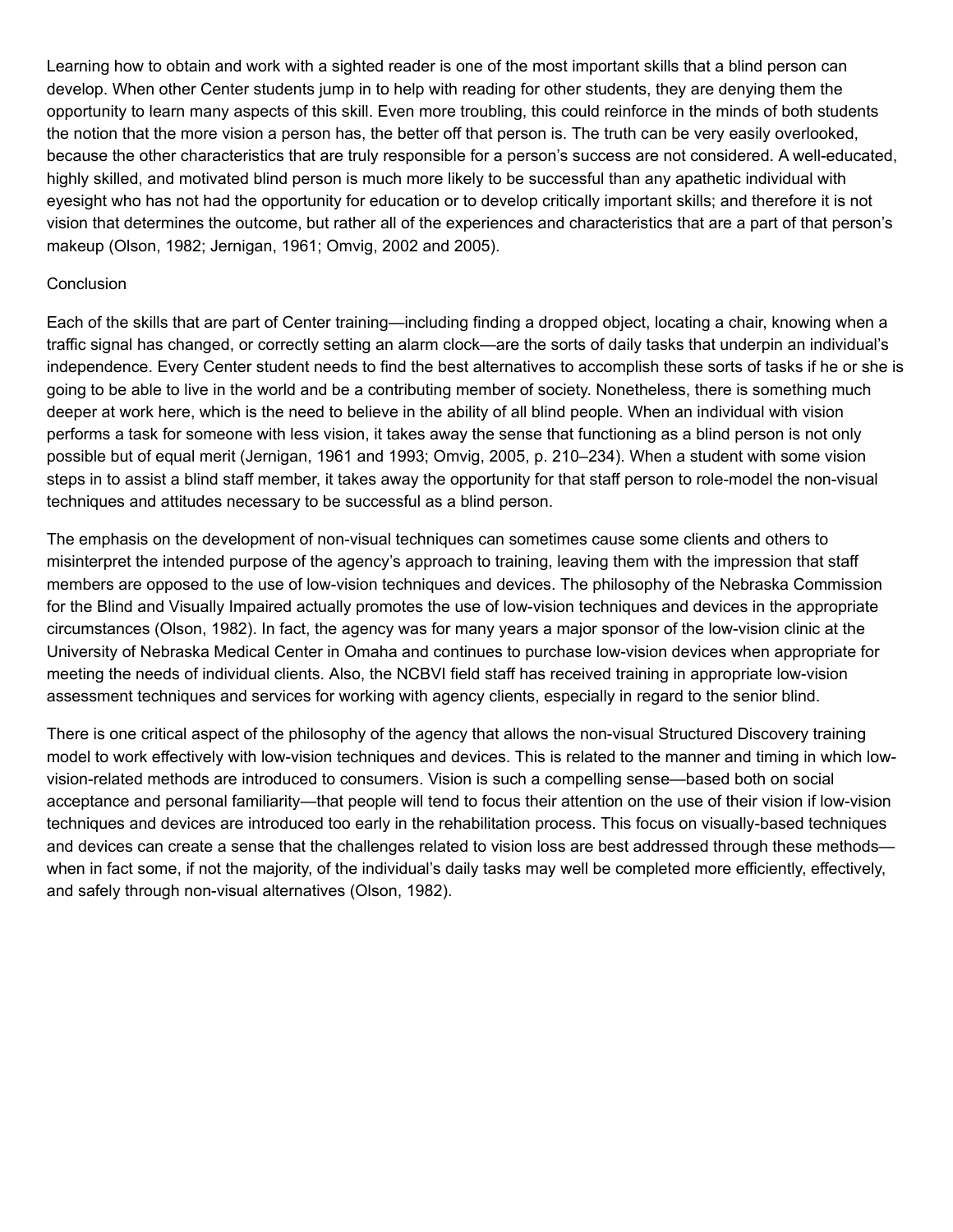Learning how to obtain and work with a sighted reader is one of the most important skills that a blind person can develop. When other Center students jump in to help with reading for other students, they are denying them the opportunity to learn many aspects of this skill. Even more troubling, this could reinforce in the minds of both students the notion that the more vision a person has, the better off that person is. The truth can be very easily overlooked, because the other characteristics that are truly responsible for a person's success are not considered. A well-educated, highly skilled, and motivated blind person is much more likely to be successful than any apathetic individual with eyesight who has not had the opportunity for education or to develop critically important skills; and therefore it is not vision that determines the outcome, but rather all of the experiences and characteristics that are a part of that person's makeup (Olson, 1982; Jernigan, 1961; Omvig, 2002 and 2005).

## Conclusion

Each of the skills that are part of Center training—including finding a dropped object, locating a chair, knowing when a traffic signal has changed, or correctly setting an alarm clock—are the sorts of daily tasks that underpin an individual's independence. Every Center student needs to find the best alternatives to accomplish these sorts of tasks if he or she is going to be able to live in the world and be a contributing member of society. Nonetheless, there is something much deeper at work here, which is the need to believe in the ability of all blind people. When an individual with vision performs a task for someone with less vision, it takes away the sense that functioning as a blind person is not only possible but of equal merit (Jernigan, 1961 and 1993; Omvig, 2005, p. 210–234). When a student with some vision steps in to assist a blind staff member, it takes away the opportunity for that staff person to role-model the non-visual techniques and attitudes necessary to be successful as a blind person.

The emphasis on the development of non-visual techniques can sometimes cause some clients and others to misinterpret the intended purpose of the agency's approach to training, leaving them with the impression that staff members are opposed to the use of low-vision techniques and devices. The philosophy of the Nebraska Commission for the Blind and Visually Impaired actually promotes the use of low-vision techniques and devices in the appropriate circumstances (Olson, 1982). In fact, the agency was for many years a major sponsor of the low-vision clinic at the University of Nebraska Medical Center in Omaha and continues to purchase low-vision devices when appropriate for meeting the needs of individual clients. Also, the NCBVI field staff has received training in appropriate low-vision assessment techniques and services for working with agency clients, especially in regard to the senior blind.

There is one critical aspect of the philosophy of the agency that allows the non-visual Structured Discovery training model to work effectively with low-vision techniques and devices. This is related to the manner and timing in which low-vision-related methods are introduced to consumers. Vision is such a compelling sense—based both on social acceptance and personal familiarity—that people will tend to focus their attention on the use of their vision if low-vision techniques and devices are introduced too early in the rehabilitation process. This focus on visually-based techniques and devices can create a sense that the challenges related to vision loss are best addressed through these methods—when in fact some, if not the majority, of the individual's daily tasks may well be completed more efficiently, effectively, and safely through non-visual alternatives (Olson, 1982).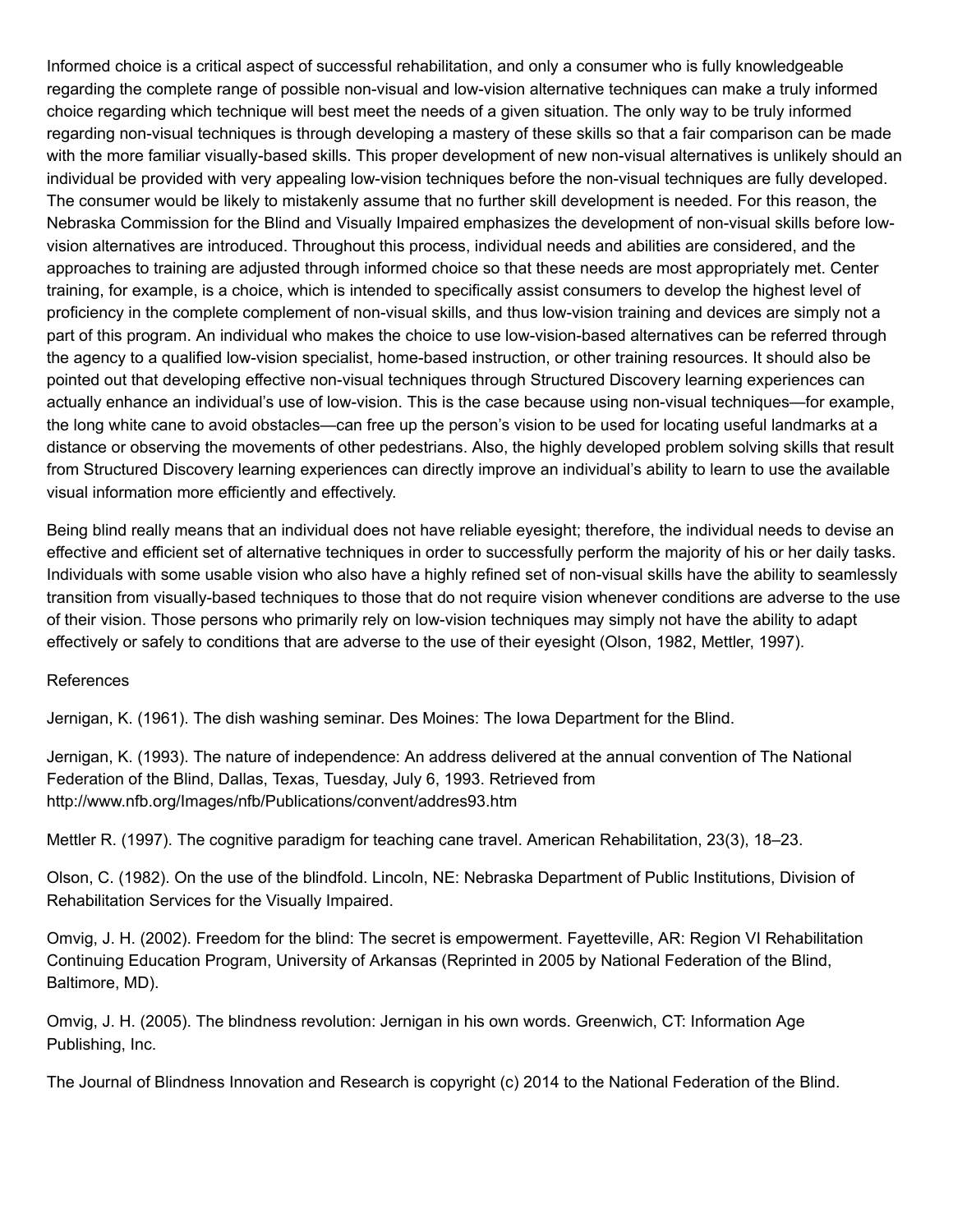Informed choice is a critical aspect of successful rehabilitation, and only a consumer who is fully knowledgeable regarding the complete range of possible non-visual and low-vision alternative techniques can make a truly informed choice regarding which technique will best meet the needs of a given situation. The only way to be truly informed regarding non-visual techniques is through developing a mastery of these skills so that a fair comparison can be made with the more familiar visually-based skills. This proper development of new non-visual alternatives is unlikely should an individual be provided with very appealing low-vision techniques before the non-visual techniques are fully developed. The consumer would be likely to mistakenly assume that no further skill development is needed. For this reason, the Nebraska Commission for the Blind and Visually Impaired emphasizes the development of non-visual skills before low-vision alternatives are introduced. Throughout this process, individual needs and abilities are considered, and the approaches to training are adjusted through informed choice so that these needs are most appropriately met. Center training, for example, is a choice, which is intended to specifically assist consumers to develop the highest level of proficiency in the complete complement of non-visual skills, and thus low-vision training and devices are simply not a part of this program. An individual who makes the choice to use low-vision-based alternatives can be referred through the agency to a qualified low-vision specialist, home-based instruction, or other training resources. It should also be pointed out that developing effective non-visual techniques through Structured Discovery learning experiences can actually enhance an individual's use of low-vision. This is the case because using non-visual techniques—for example, the long white cane to avoid obstacles—can free up the person's vision to be used for locating useful landmarks at a distance or observing the movements of other pedestrians. Also, the highly developed problem solving skills that result from Structured Discovery learning experiences can directly improve an individual's ability to learn to use the available visual information more efficiently and effectively.

Being blind really means that an individual does not have reliable eyesight; therefore, the individual needs to devise an effective and efficient set of alternative techniques in order to successfully perform the majority of his or her daily tasks. Individuals with some usable vision who also have a highly refined set of non-visual skills have the ability to seamlessly transition from visually-based techniques to those that do not require vision whenever conditions are adverse to the use of their vision. Those persons who primarily rely on low-vision techniques may simply not have the ability to adapt effectively or safely to conditions that are adverse to the use of their eyesight (Olson, 1982, Mettler, 1997).

References

Jernigan, K. (1961). The dish washing seminar. Des Moines: The Iowa Department for the Blind.

Jernigan, K. (1993). The nature of independence: An address delivered at the annual convention of The National Federation of the Blind, Dallas, Texas, Tuesday, July 6, 1993. Retrieved from http://www.nfb.org/Images/nfb/Publications/convent/addres93.htm

Mettler R. (1997). The cognitive paradigm for teaching cane travel. American Rehabilitation, 23(3), 18–23.

Olson, C. (1982). On the use of the blindfold. Lincoln, NE: Nebraska Department of Public Institutions, Division of Rehabilitation Services for the Visually Impaired.

Omvig, J. H. (2002). Freedom for the blind: The secret is empowerment. Fayetteville, AR: Region VI Rehabilitation Continuing Education Program, University of Arkansas (Reprinted in 2005 by National Federation of the Blind, Baltimore, MD).

Omvig, J. H. (2005). The blindness revolution: Jernigan in his own words. Greenwich, CT: Information Age Publishing, Inc.

The Journal of Blindness Innovation and Research is copyright (c) 2014 to the National Federation of the Blind.